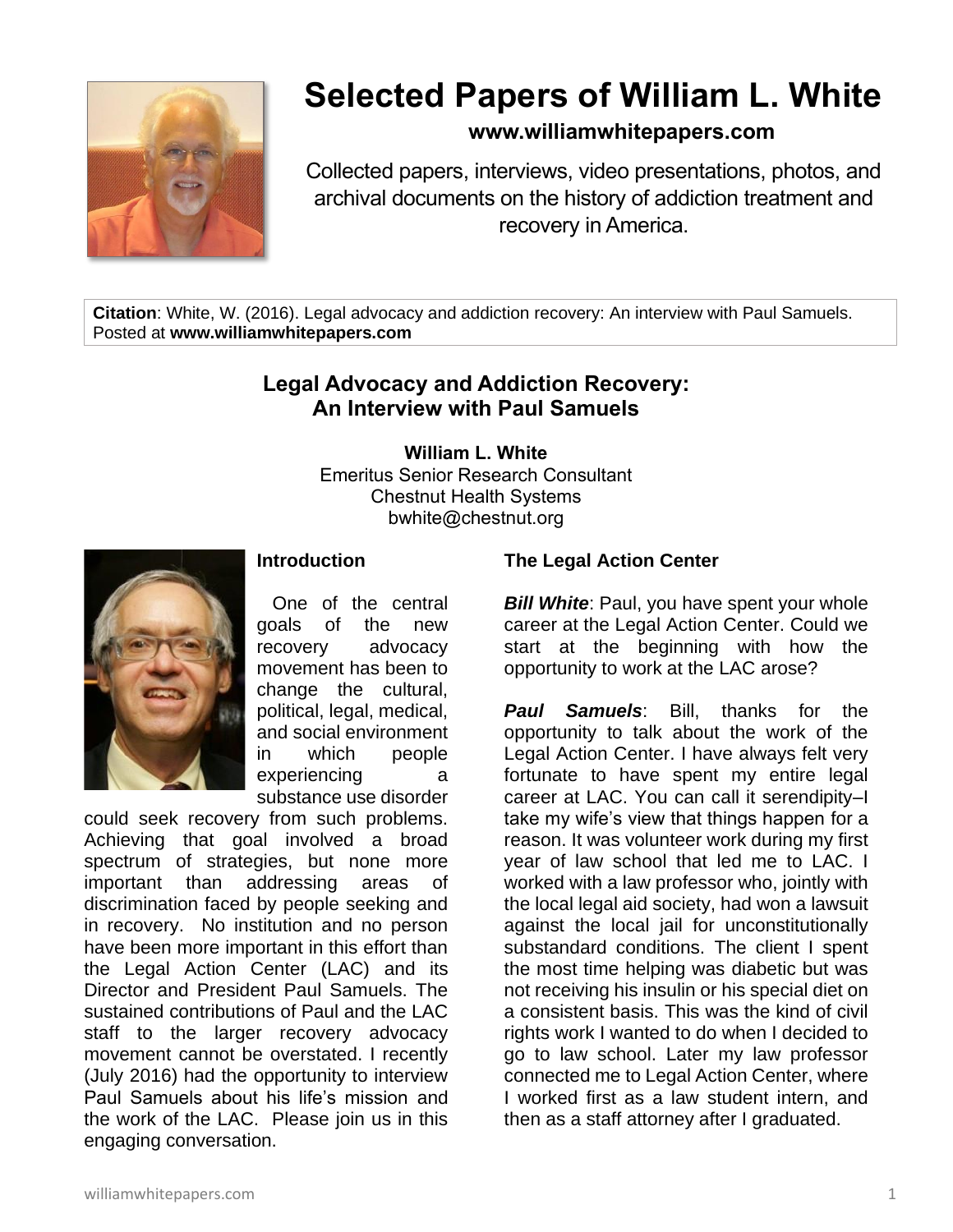# Selected Papers of William L. White

**www.williamwhitepapers.com**

Collected papers, interviews, video presentations, photos, and archival documents on the history of addiction treatment and recovery in America.

**Citation**: White, W. (2016). Legal advocacy and addiction recovery: An interview with Paul Samuels. Posted at **www.williamwhitepapers.com**

## Legal Advocacy and Addiction Recovery: An Interview with Paul Samuels

**William L. White**
Emeritus Senior Research Consultant
Chestnut Health Systems
bwhite@chestnut.org

### Introduction

One of the central goals of the new recovery advocacy movement has been to change the cultural, political, legal, medical, and social environment in which people experiencing a substance use disorder could seek recovery from such problems. Achieving that goal involved a broad spectrum of strategies, but none more important than addressing areas of discrimination faced by people seeking and in recovery. No institution and no person have been more important in this effort than the Legal Action Center (LAC) and its Director and President Paul Samuels. The sustained contributions of Paul and the LAC staff to the larger recovery advocacy movement cannot be overstated. I recently (July 2016) had the opportunity to interview Paul Samuels about his life's mission and the work of the LAC. Please join us in this engaging conversation.

### The Legal Action Center

***Bill White***: Paul, you have spent your whole career at the Legal Action Center. Could we start at the beginning with how the opportunity to work at the LAC arose?

***Paul Samuels***: Bill, thanks for the opportunity to talk about the work of the Legal Action Center. I have always felt very fortunate to have spent my entire legal career at LAC. You can call it serendipity–I take my wife's view that things happen for a reason. It was volunteer work during my first year of law school that led me to LAC. I worked with a law professor who, jointly with the local legal aid society, had won a lawsuit against the local jail for unconstitutionally substandard conditions. The client I spent the most time helping was diabetic but was not receiving his insulin or his special diet on a consistent basis. This was the kind of civil rights work I wanted to do when I decided to go to law school. Later my law professor connected me to Legal Action Center, where I worked first as a law student intern, and then as a staff attorney after I graduated.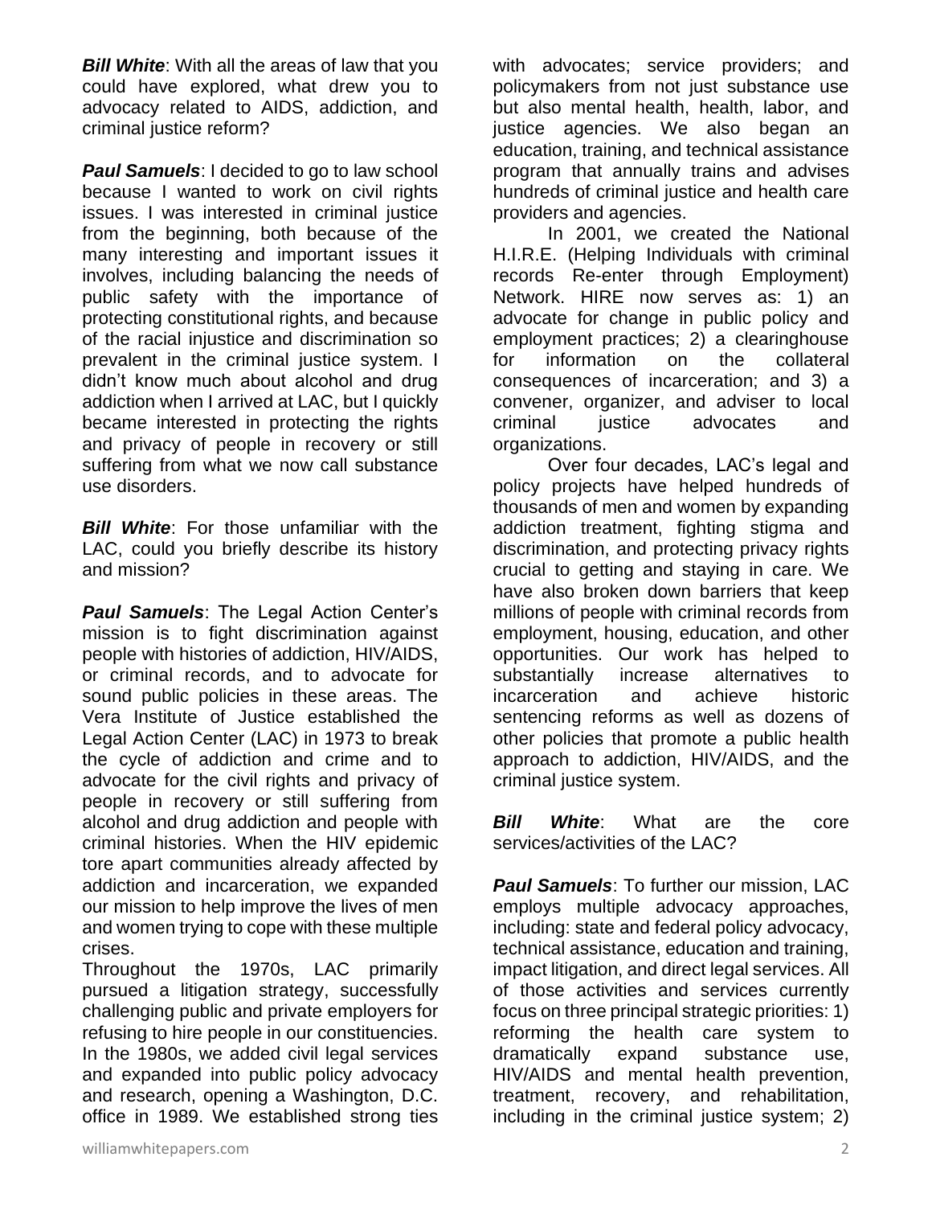***Bill White***: With all the areas of law that you could have explored, what drew you to advocacy related to AIDS, addiction, and criminal justice reform?

***Paul Samuels***: I decided to go to law school because I wanted to work on civil rights issues. I was interested in criminal justice from the beginning, both because of the many interesting and important issues it involves, including balancing the needs of public safety with the importance of protecting constitutional rights, and because of the racial injustice and discrimination so prevalent in the criminal justice system. I didn't know much about alcohol and drug addiction when I arrived at LAC, but I quickly became interested in protecting the rights and privacy of people in recovery or still suffering from what we now call substance use disorders.

***Bill White***: For those unfamiliar with the LAC, could you briefly describe its history and mission?

***Paul Samuels***: The Legal Action Center's mission is to fight discrimination against people with histories of addiction, HIV/AIDS, or criminal records, and to advocate for sound public policies in these areas. The Vera Institute of Justice established the Legal Action Center (LAC) in 1973 to break the cycle of addiction and crime and to advocate for the civil rights and privacy of people in recovery or still suffering from alcohol and drug addiction and people with criminal histories. When the HIV epidemic tore apart communities already affected by addiction and incarceration, we expanded our mission to help improve the lives of men and women trying to cope with these multiple crises.

Throughout the 1970s, LAC primarily pursued a litigation strategy, successfully challenging public and private employers for refusing to hire people in our constituencies. In the 1980s, we added civil legal services and expanded into public policy advocacy and research, opening a Washington, D.C. office in 1989. We established strong ties with advocates; service providers; and policymakers from not just substance use but also mental health, health, labor, and justice agencies. We also began an education, training, and technical assistance program that annually trains and advises hundreds of criminal justice and health care providers and agencies.

In 2001, we created the National H.I.R.E. (Helping Individuals with criminal records Re-enter through Employment) Network. HIRE now serves as: 1) an advocate for change in public policy and employment practices; 2) a clearinghouse for information on the collateral consequences of incarceration; and 3) a convener, organizer, and adviser to local criminal justice advocates and organizations.

Over four decades, LAC's legal and policy projects have helped hundreds of thousands of men and women by expanding addiction treatment, fighting stigma and discrimination, and protecting privacy rights crucial to getting and staying in care. We have also broken down barriers that keep millions of people with criminal records from employment, housing, education, and other opportunities. Our work has helped to substantially increase alternatives to incarceration and achieve historic sentencing reforms as well as dozens of other policies that promote a public health approach to addiction, HIV/AIDS, and the criminal justice system.

***Bill White***: What are the core services/activities of the LAC?

***Paul Samuels***: To further our mission, LAC employs multiple advocacy approaches, including: state and federal policy advocacy, technical assistance, education and training, impact litigation, and direct legal services. All of those activities and services currently focus on three principal strategic priorities: 1) reforming the health care system to dramatically expand substance use, HIV/AIDS and mental health prevention, treatment, recovery, and rehabilitation, including in the criminal justice system; 2)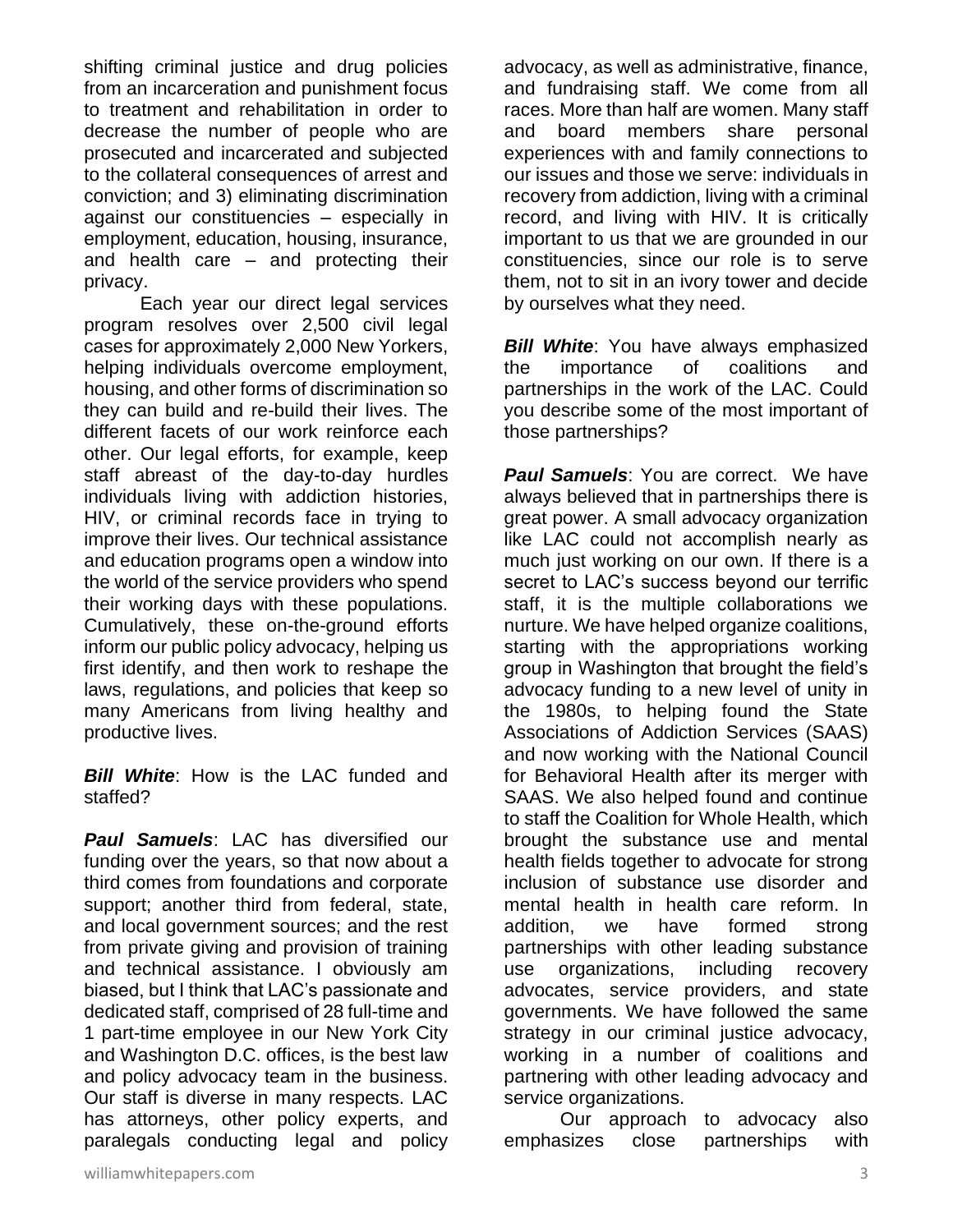shifting criminal justice and drug policies from an incarceration and punishment focus to treatment and rehabilitation in order to decrease the number of people who are prosecuted and incarcerated and subjected to the collateral consequences of arrest and conviction; and 3) eliminating discrimination against our constituencies – especially in employment, education, housing, insurance, and health care – and protecting their privacy.

Each year our direct legal services program resolves over 2,500 civil legal cases for approximately 2,000 New Yorkers, helping individuals overcome employment, housing, and other forms of discrimination so they can build and re-build their lives. The different facets of our work reinforce each other. Our legal efforts, for example, keep staff abreast of the day-to-day hurdles individuals living with addiction histories, HIV, or criminal records face in trying to improve their lives. Our technical assistance and education programs open a window into the world of the service providers who spend their working days with these populations. Cumulatively, these on-the-ground efforts inform our public policy advocacy, helping us first identify, and then work to reshape the laws, regulations, and policies that keep so many Americans from living healthy and productive lives.

***Bill White***: How is the LAC funded and staffed?

***Paul Samuels***: LAC has diversified our funding over the years, so that now about a third comes from foundations and corporate support; another third from federal, state, and local government sources; and the rest from private giving and provision of training and technical assistance. I obviously am biased, but I think that LAC's passionate and dedicated staff, comprised of 28 full-time and 1 part-time employee in our New York City and Washington D.C. offices, is the best law and policy advocacy team in the business. Our staff is diverse in many respects. LAC has attorneys, other policy experts, and paralegals conducting legal and policy advocacy, as well as administrative, finance, and fundraising staff. We come from all races. More than half are women. Many staff and board members share personal experiences with and family connections to our issues and those we serve: individuals in recovery from addiction, living with a criminal record, and living with HIV. It is critically important to us that we are grounded in our constituencies, since our role is to serve them, not to sit in an ivory tower and decide by ourselves what they need.

***Bill White***: You have always emphasized the importance of coalitions and partnerships in the work of the LAC. Could you describe some of the most important of those partnerships?

***Paul Samuels***: You are correct. We have always believed that in partnerships there is great power. A small advocacy organization like LAC could not accomplish nearly as much just working on our own. If there is a secret to LAC's success beyond our terrific staff, it is the multiple collaborations we nurture. We have helped organize coalitions, starting with the appropriations working group in Washington that brought the field's advocacy funding to a new level of unity in the 1980s, to helping found the State Associations of Addiction Services (SAAS) and now working with the National Council for Behavioral Health after its merger with SAAS. We also helped found and continue to staff the Coalition for Whole Health, which brought the substance use and mental health fields together to advocate for strong inclusion of substance use disorder and mental health in health care reform. In addition, we have formed strong partnerships with other leading substance use organizations, including recovery advocates, service providers, and state governments. We have followed the same strategy in our criminal justice advocacy, working in a number of coalitions and partnering with other leading advocacy and service organizations.

Our approach to advocacy also emphasizes close partnerships with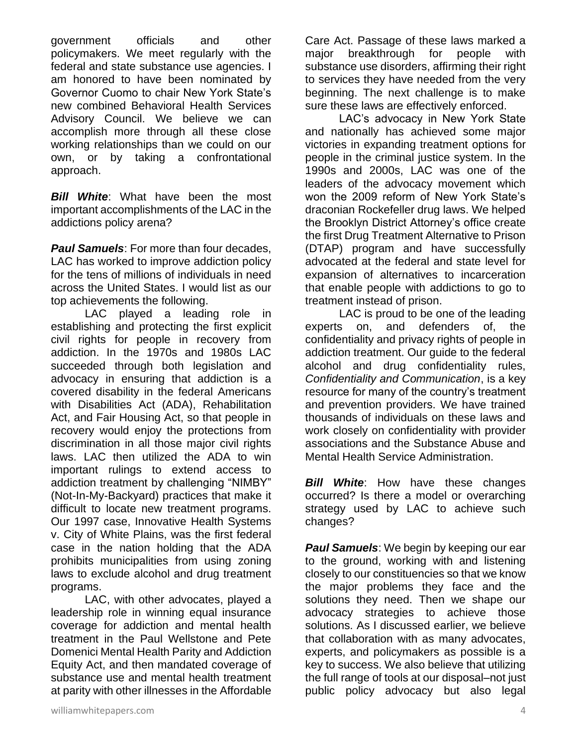government officials and other policymakers. We meet regularly with the federal and state substance use agencies. I am honored to have been nominated by Governor Cuomo to chair New York State's new combined Behavioral Health Services Advisory Council. We believe we can accomplish more through all these close working relationships than we could on our own, or by taking a confrontational approach.

***Bill White***: What have been the most important accomplishments of the LAC in the addictions policy arena?

***Paul Samuels***: For more than four decades, LAC has worked to improve addiction policy for the tens of millions of individuals in need across the United States. I would list as our top achievements the following.

LAC played a leading role in establishing and protecting the first explicit civil rights for people in recovery from addiction. In the 1970s and 1980s LAC succeeded through both legislation and advocacy in ensuring that addiction is a covered disability in the federal Americans with Disabilities Act (ADA), Rehabilitation Act, and Fair Housing Act, so that people in recovery would enjoy the protections from discrimination in all those major civil rights laws. LAC then utilized the ADA to win important rulings to extend access to addiction treatment by challenging "NIMBY" (Not-In-My-Backyard) practices that make it difficult to locate new treatment programs. Our 1997 case, Innovative Health Systems v. City of White Plains, was the first federal case in the nation holding that the ADA prohibits municipalities from using zoning laws to exclude alcohol and drug treatment programs.

LAC, with other advocates, played a leadership role in winning equal insurance coverage for addiction and mental health treatment in the Paul Wellstone and Pete Domenici Mental Health Parity and Addiction Equity Act, and then mandated coverage of substance use and mental health treatment at parity with other illnesses in the Affordable Care Act. Passage of these laws marked a major breakthrough for people with substance use disorders, affirming their right to services they have needed from the very beginning. The next challenge is to make sure these laws are effectively enforced.

LAC's advocacy in New York State and nationally has achieved some major victories in expanding treatment options for people in the criminal justice system. In the 1990s and 2000s, LAC was one of the leaders of the advocacy movement which won the 2009 reform of New York State's draconian Rockefeller drug laws. We helped the Brooklyn District Attorney's office create the first Drug Treatment Alternative to Prison (DTAP) program and have successfully advocated at the federal and state level for expansion of alternatives to incarceration that enable people with addictions to go to treatment instead of prison.

LAC is proud to be one of the leading experts on, and defenders of, the confidentiality and privacy rights of people in addiction treatment. Our guide to the federal alcohol and drug confidentiality rules, *Confidentiality and Communication*, is a key resource for many of the country's treatment and prevention providers. We have trained thousands of individuals on these laws and work closely on confidentiality with provider associations and the Substance Abuse and Mental Health Service Administration.

***Bill White***: How have these changes occurred? Is there a model or overarching strategy used by LAC to achieve such changes?

***Paul Samuels***: We begin by keeping our ear to the ground, working with and listening closely to our constituencies so that we know the major problems they face and the solutions they need. Then we shape our advocacy strategies to achieve those solutions. As I discussed earlier, we believe that collaboration with as many advocates, experts, and policymakers as possible is a key to success. We also believe that utilizing the full range of tools at our disposal–not just public policy advocacy but also legal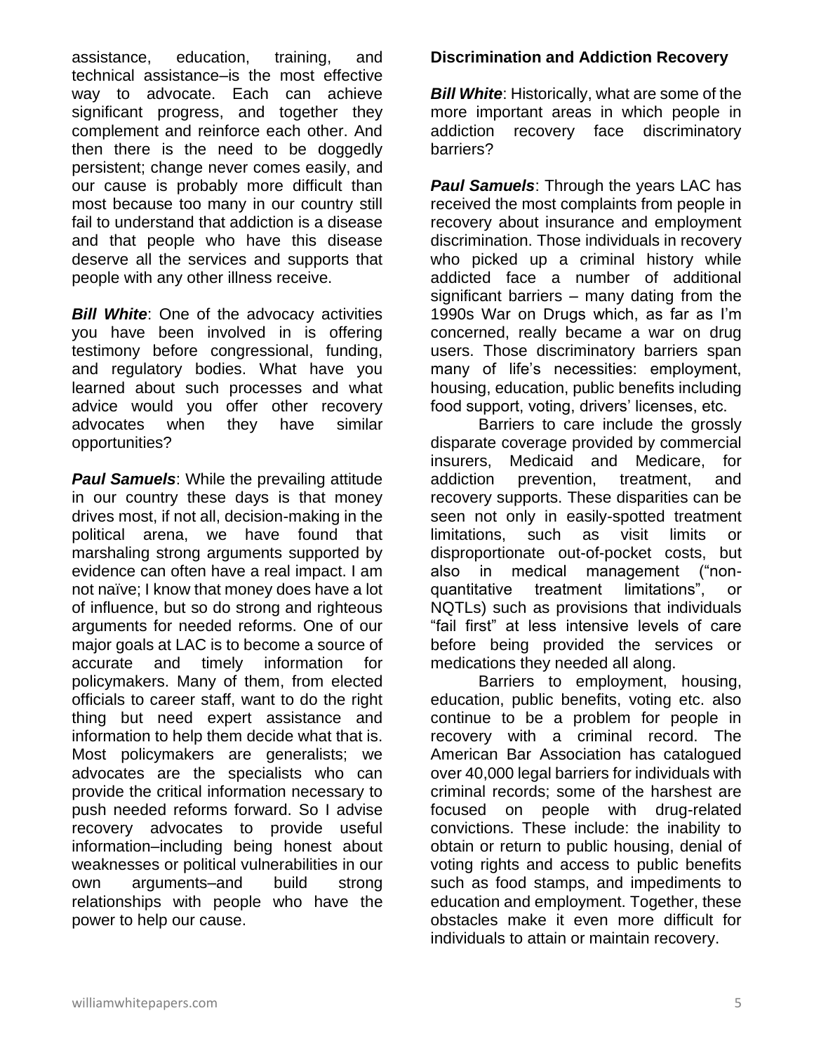assistance, education, training, and technical assistance–is the most effective way to advocate. Each can achieve significant progress, and together they complement and reinforce each other. And then there is the need to be doggedly persistent; change never comes easily, and our cause is probably more difficult than most because too many in our country still fail to understand that addiction is a disease and that people who have this disease deserve all the services and supports that people with any other illness receive.

***Bill White***: One of the advocacy activities you have been involved in is offering testimony before congressional, funding, and regulatory bodies. What have you learned about such processes and what advice would you offer other recovery advocates when they have similar opportunities?

***Paul Samuels***: While the prevailing attitude in our country these days is that money drives most, if not all, decision-making in the political arena, we have found that marshaling strong arguments supported by evidence can often have a real impact. I am not naïve; I know that money does have a lot of influence, but so do strong and righteous arguments for needed reforms. One of our major goals at LAC is to become a source of accurate and timely information for policymakers. Many of them, from elected officials to career staff, want to do the right thing but need expert assistance and information to help them decide what that is. Most policymakers are generalists; we advocates are the specialists who can provide the critical information necessary to push needed reforms forward. So I advise recovery advocates to provide useful information–including being honest about weaknesses or political vulnerabilities in our own arguments–and build strong relationships with people who have the power to help our cause.

**Discrimination and Addiction Recovery**

***Bill White***: Historically, what are some of the more important areas in which people in addiction recovery face discriminatory barriers?

***Paul Samuels***: Through the years LAC has received the most complaints from people in recovery about insurance and employment discrimination. Those individuals in recovery who picked up a criminal history while addicted face a number of additional significant barriers – many dating from the 1990s War on Drugs which, as far as I'm concerned, really became a war on drug users. Those discriminatory barriers span many of life's necessities: employment, housing, education, public benefits including food support, voting, drivers' licenses, etc.

Barriers to care include the grossly disparate coverage provided by commercial insurers, Medicaid and Medicare, for addiction prevention, treatment, and recovery supports. These disparities can be seen not only in easily-spotted treatment limitations, such as visit limits or disproportionate out-of-pocket costs, but also in medical management ("non-quantitative treatment limitations", or NQTLs) such as provisions that individuals "fail first" at less intensive levels of care before being provided the services or medications they needed all along.

Barriers to employment, housing, education, public benefits, voting etc. also continue to be a problem for people in recovery with a criminal record. The American Bar Association has catalogued over 40,000 legal barriers for individuals with criminal records; some of the harshest are focused on people with drug-related convictions. These include: the inability to obtain or return to public housing, denial of voting rights and access to public benefits such as food stamps, and impediments to education and employment. Together, these obstacles make it even more difficult for individuals to attain or maintain recovery.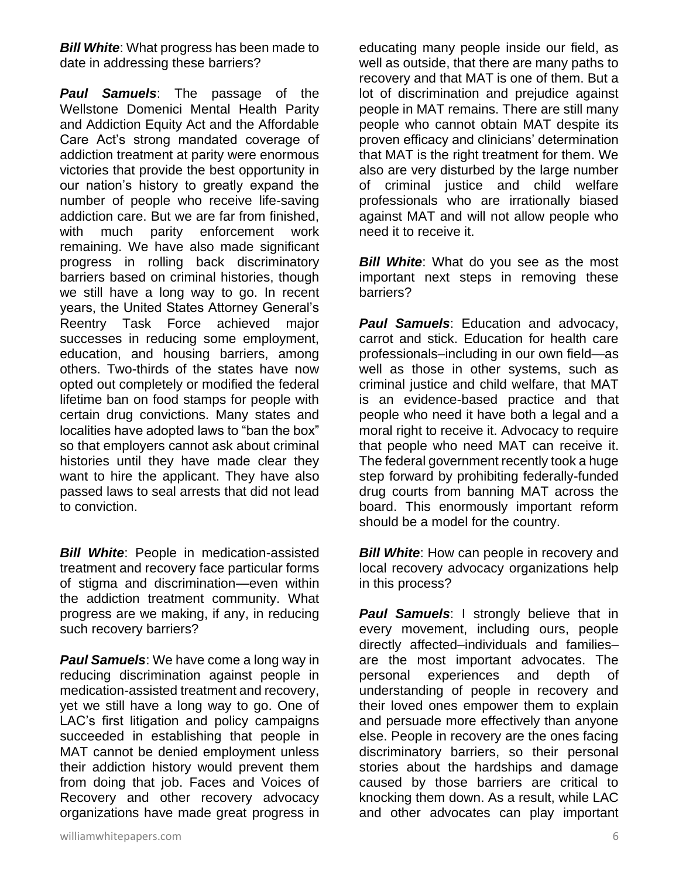***Bill White***: What progress has been made to date in addressing these barriers?

***Paul Samuels***: The passage of the Wellstone Domenici Mental Health Parity and Addiction Equity Act and the Affordable Care Act's strong mandated coverage of addiction treatment at parity were enormous victories that provide the best opportunity in our nation's history to greatly expand the number of people who receive life-saving addiction care. But we are far from finished, with much parity enforcement work remaining. We have also made significant progress in rolling back discriminatory barriers based on criminal histories, though we still have a long way to go. In recent years, the United States Attorney General's Reentry Task Force achieved major successes in reducing some employment, education, and housing barriers, among others. Two-thirds of the states have now opted out completely or modified the federal lifetime ban on food stamps for people with certain drug convictions. Many states and localities have adopted laws to "ban the box" so that employers cannot ask about criminal histories until they have made clear they want to hire the applicant. They have also passed laws to seal arrests that did not lead to conviction.

***Bill White***: People in medication-assisted treatment and recovery face particular forms of stigma and discrimination—even within the addiction treatment community. What progress are we making, if any, in reducing such recovery barriers?

***Paul Samuels***: We have come a long way in reducing discrimination against people in medication-assisted treatment and recovery, yet we still have a long way to go. One of LAC's first litigation and policy campaigns succeeded in establishing that people in MAT cannot be denied employment unless their addiction history would prevent them from doing that job. Faces and Voices of Recovery and other recovery advocacy organizations have made great progress in educating many people inside our field, as well as outside, that there are many paths to recovery and that MAT is one of them. But a lot of discrimination and prejudice against people in MAT remains. There are still many people who cannot obtain MAT despite its proven efficacy and clinicians' determination that MAT is the right treatment for them. We also are very disturbed by the large number of criminal justice and child welfare professionals who are irrationally biased against MAT and will not allow people who need it to receive it.

***Bill White***: What do you see as the most important next steps in removing these barriers?

***Paul Samuels***: Education and advocacy, carrot and stick. Education for health care professionals–including in our own field—as well as those in other systems, such as criminal justice and child welfare, that MAT is an evidence-based practice and that people who need it have both a legal and a moral right to receive it. Advocacy to require that people who need MAT can receive it. The federal government recently took a huge step forward by prohibiting federally-funded drug courts from banning MAT across the board. This enormously important reform should be a model for the country.

***Bill White***: How can people in recovery and local recovery advocacy organizations help in this process?

***Paul Samuels***: I strongly believe that in every movement, including ours, people directly affected–individuals and families–are the most important advocates. The personal experiences and depth of understanding of people in recovery and their loved ones empower them to explain and persuade more effectively than anyone else. People in recovery are the ones facing discriminatory barriers, so their personal stories about the hardships and damage caused by those barriers are critical to knocking them down. As a result, while LAC and other advocates can play important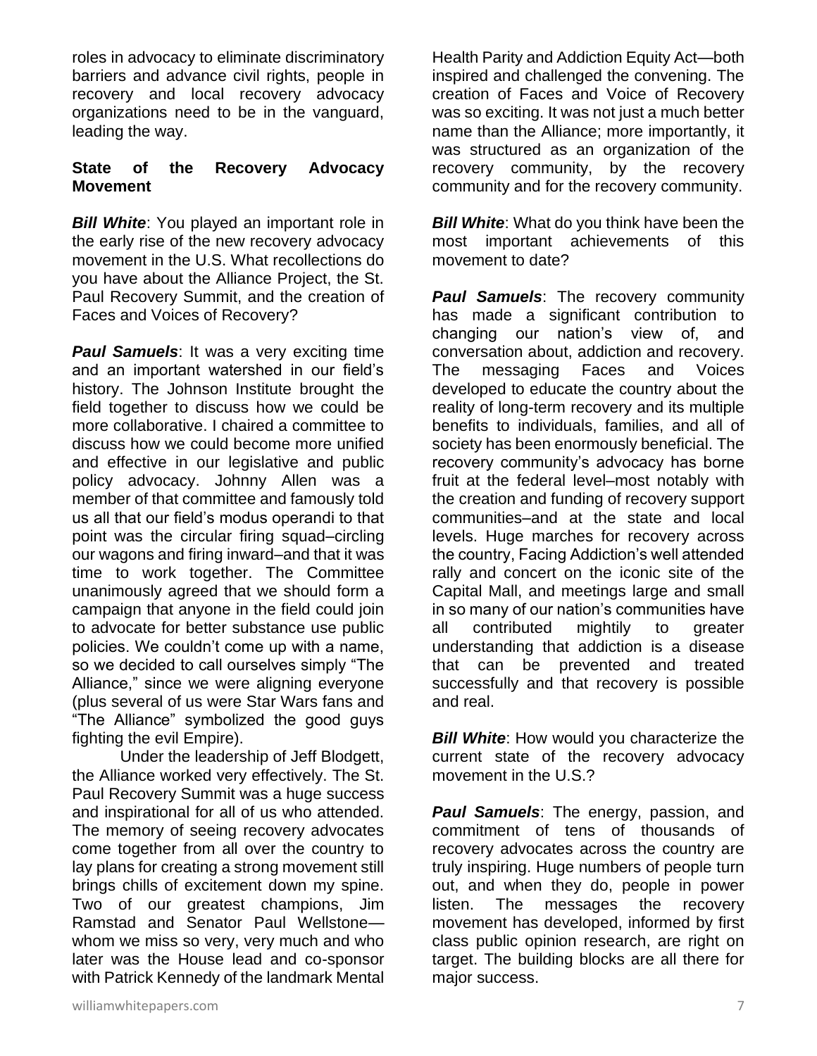roles in advocacy to eliminate discriminatory barriers and advance civil rights, people in recovery and local recovery advocacy organizations need to be in the vanguard, leading the way.

**State of the Recovery Advocacy Movement**

***Bill White***: You played an important role in the early rise of the new recovery advocacy movement in the U.S. What recollections do you have about the Alliance Project, the St. Paul Recovery Summit, and the creation of Faces and Voices of Recovery?

***Paul Samuels***: It was a very exciting time and an important watershed in our field's history. The Johnson Institute brought the field together to discuss how we could be more collaborative. I chaired a committee to discuss how we could become more unified and effective in our legislative and public policy advocacy. Johnny Allen was a member of that committee and famously told us all that our field's modus operandi to that point was the circular firing squad–circling our wagons and firing inward–and that it was time to work together. The Committee unanimously agreed that we should form a campaign that anyone in the field could join to advocate for better substance use public policies. We couldn't come up with a name, so we decided to call ourselves simply "The Alliance," since we were aligning everyone (plus several of us were Star Wars fans and "The Alliance" symbolized the good guys fighting the evil Empire).

Under the leadership of Jeff Blodgett, the Alliance worked very effectively. The St. Paul Recovery Summit was a huge success and inspirational for all of us who attended. The memory of seeing recovery advocates come together from all over the country to lay plans for creating a strong movement still brings chills of excitement down my spine. Two of our greatest champions, Jim Ramstad and Senator Paul Wellstone—whom we miss so very, very much and who later was the House lead and co-sponsor with Patrick Kennedy of the landmark Mental Health Parity and Addiction Equity Act—both inspired and challenged the convening. The creation of Faces and Voice of Recovery was so exciting. It was not just a much better name than the Alliance; more importantly, it was structured as an organization of the recovery community, by the recovery community and for the recovery community.

***Bill White***: What do you think have been the most important achievements of this movement to date?

***Paul Samuels***: The recovery community has made a significant contribution to changing our nation's view of, and conversation about, addiction and recovery. The messaging Faces and Voices developed to educate the country about the reality of long-term recovery and its multiple benefits to individuals, families, and all of society has been enormously beneficial. The recovery community's advocacy has borne fruit at the federal level–most notably with the creation and funding of recovery support communities–and at the state and local levels. Huge marches for recovery across the country, Facing Addiction's well attended rally and concert on the iconic site of the Capital Mall, and meetings large and small in so many of our nation's communities have all contributed mightily to greater understanding that addiction is a disease that can be prevented and treated successfully and that recovery is possible and real.

***Bill White***: How would you characterize the current state of the recovery advocacy movement in the U.S.?

***Paul Samuels***: The energy, passion, and commitment of tens of thousands of recovery advocates across the country are truly inspiring. Huge numbers of people turn out, and when they do, people in power listen. The messages the recovery movement has developed, informed by first class public opinion research, are right on target. The building blocks are all there for major success.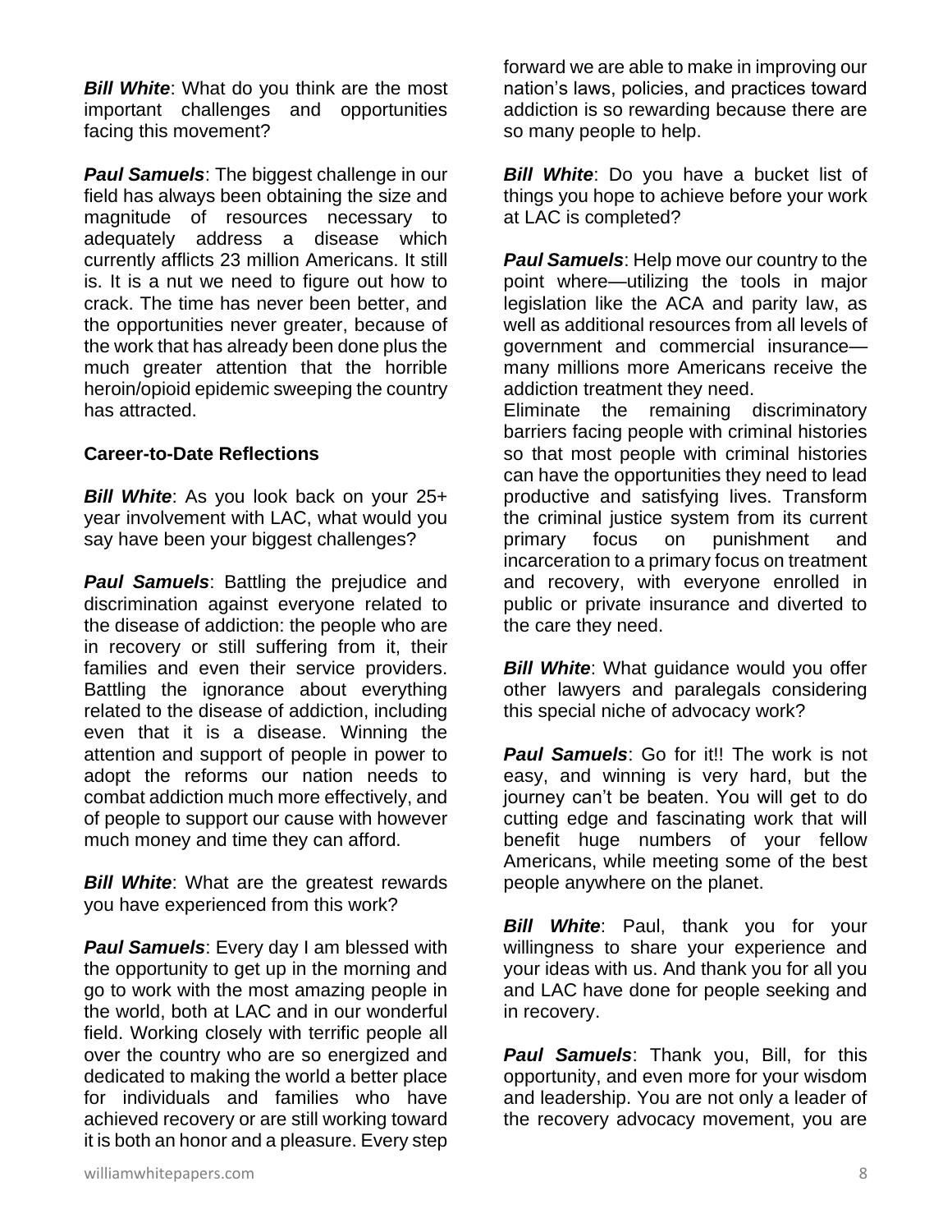***Bill White***: What do you think are the most important challenges and opportunities facing this movement?

***Paul Samuels***: The biggest challenge in our field has always been obtaining the size and magnitude of resources necessary to adequately address a disease which currently afflicts 23 million Americans. It still is. It is a nut we need to figure out how to crack. The time has never been better, and the opportunities never greater, because of the work that has already been done plus the much greater attention that the horrible heroin/opioid epidemic sweeping the country has attracted.

**Career-to-Date Reflections**

***Bill White***: As you look back on your 25+ year involvement with LAC, what would you say have been your biggest challenges?

***Paul Samuels***: Battling the prejudice and discrimination against everyone related to the disease of addiction: the people who are in recovery or still suffering from it, their families and even their service providers. Battling the ignorance about everything related to the disease of addiction, including even that it is a disease. Winning the attention and support of people in power to adopt the reforms our nation needs to combat addiction much more effectively, and of people to support our cause with however much money and time they can afford.

***Bill White***: What are the greatest rewards you have experienced from this work?

***Paul Samuels***: Every day I am blessed with the opportunity to get up in the morning and go to work with the most amazing people in the world, both at LAC and in our wonderful field. Working closely with terrific people all over the country who are so energized and dedicated to making the world a better place for individuals and families who have achieved recovery or are still working toward it is both an honor and a pleasure. Every step forward we are able to make in improving our nation's laws, policies, and practices toward addiction is so rewarding because there are so many people to help.

***Bill White***: Do you have a bucket list of things you hope to achieve before your work at LAC is completed?

***Paul Samuels***: Help move our country to the point where—utilizing the tools in major legislation like the ACA and parity law, as well as additional resources from all levels of government and commercial insurance—many millions more Americans receive the addiction treatment they need.
Eliminate the remaining discriminatory barriers facing people with criminal histories so that most people with criminal histories can have the opportunities they need to lead productive and satisfying lives. Transform the criminal justice system from its current primary focus on punishment and incarceration to a primary focus on treatment and recovery, with everyone enrolled in public or private insurance and diverted to the care they need.

***Bill White***: What guidance would you offer other lawyers and paralegals considering this special niche of advocacy work?

***Paul Samuels***: Go for it!! The work is not easy, and winning is very hard, but the journey can't be beaten. You will get to do cutting edge and fascinating work that will benefit huge numbers of your fellow Americans, while meeting some of the best people anywhere on the planet.

***Bill White***: Paul, thank you for your willingness to share your experience and your ideas with us. And thank you for all you and LAC have done for people seeking and in recovery.

***Paul Samuels***: Thank you, Bill, for this opportunity, and even more for your wisdom and leadership. You are not only a leader of the recovery advocacy movement, you are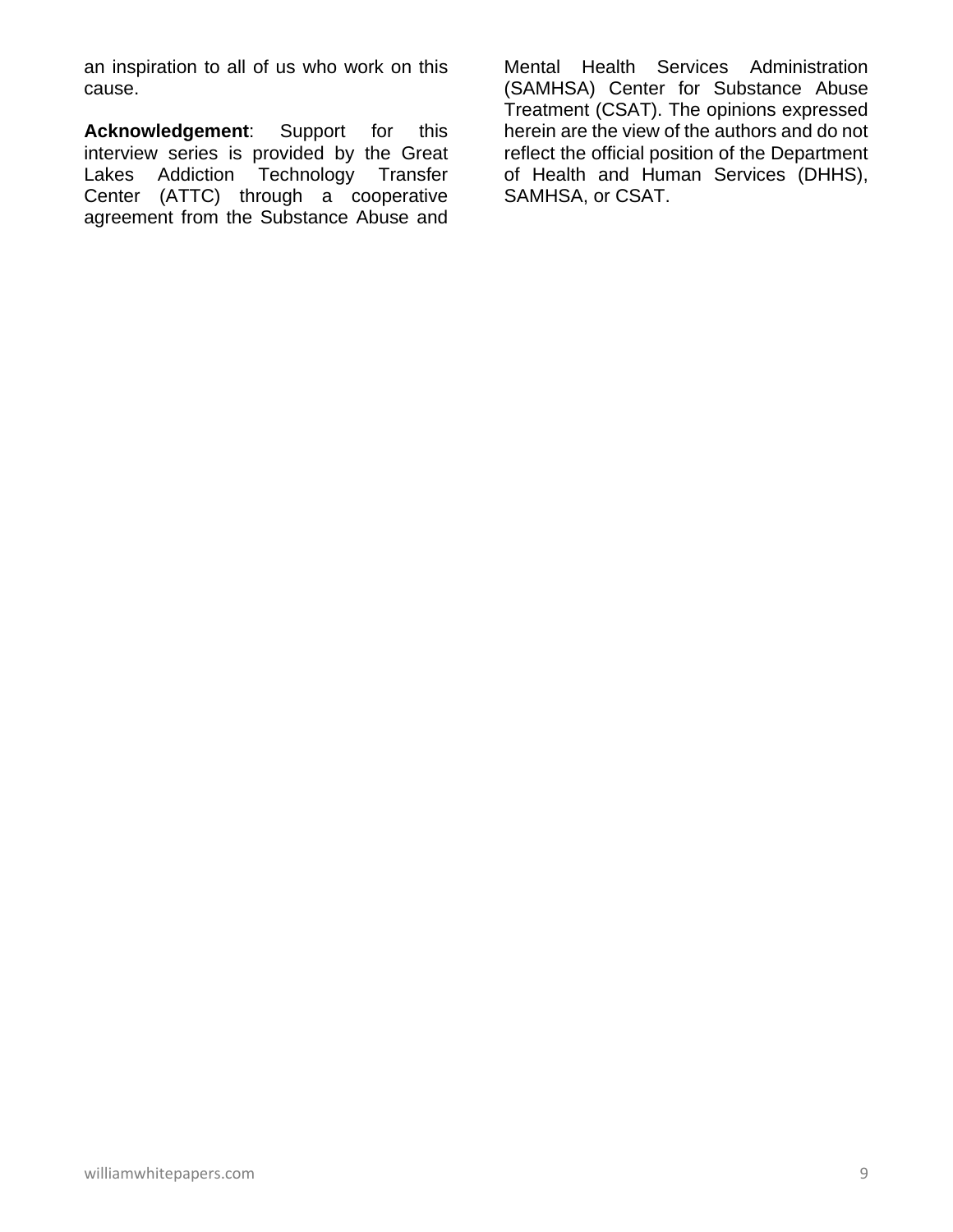an inspiration to all of us who work on this cause.

**Acknowledgement**: Support for this interview series is provided by the Great Lakes Addiction Technology Transfer Center (ATTC) through a cooperative agreement from the Substance Abuse and Mental Health Services Administration (SAMHSA) Center for Substance Abuse Treatment (CSAT). The opinions expressed herein are the view of the authors and do not reflect the official position of the Department of Health and Human Services (DHHS), SAMHSA, or CSAT.